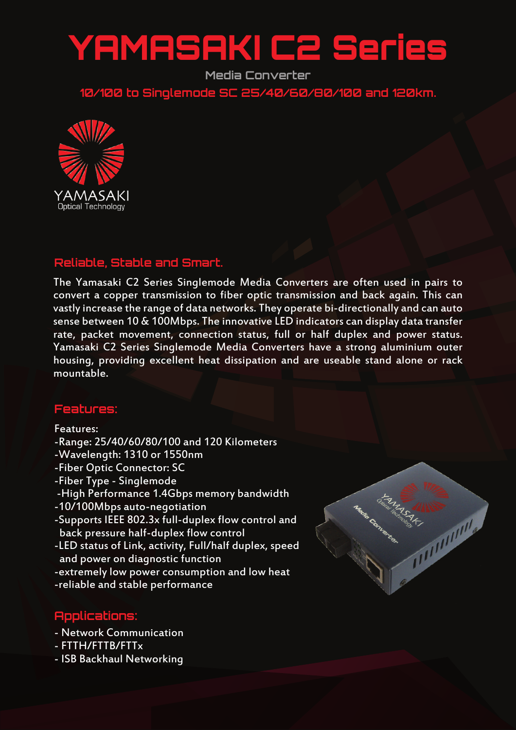# YAMASAKI C2 Series

## Media Converter

### 10/100 to Singlemode SC 25/40/60/80/100 and 120km.

YAMASAKI
Optical Technology

## Reliable, Stable and Smart.

The Yamasaki C2 Series Singlemode Media Converters are often used in pairs to convert a copper transmission to fiber optic transmission and back again. This can vastly increase the range of data networks. They operate bi-directionally and can auto sense between 10 & 100Mbps. The innovative LED indicators can display data transfer rate, packet movement, connection status, full or half duplex and power status. Yamasaki C2 Series Singlemode Media Converters have a strong aluminium outer housing, providing excellent heat dissipation and are useable stand alone or rack mountable.

## Features:

Features:
- Range: 25/40/60/80/100 and 120 Kilometers
- Wavelength: 1310 or 1550nm
- Fiber Optic Connector: SC
- Fiber Type - Singlemode
- High Performance 1.4Gbps memory bandwidth
- 10/100Mbps auto-negotiation
- Supports IEEE 802.3x full-duplex flow control and back pressure half-duplex flow control
- LED status of Link, activity, Full/half duplex, speed and power on diagnostic function
- extremely low power consumption and low heat
- reliable and stable performance

## Applications:

- Network Communication
- FTTH/FTTB/FTTx
- ISB Backhaul Networking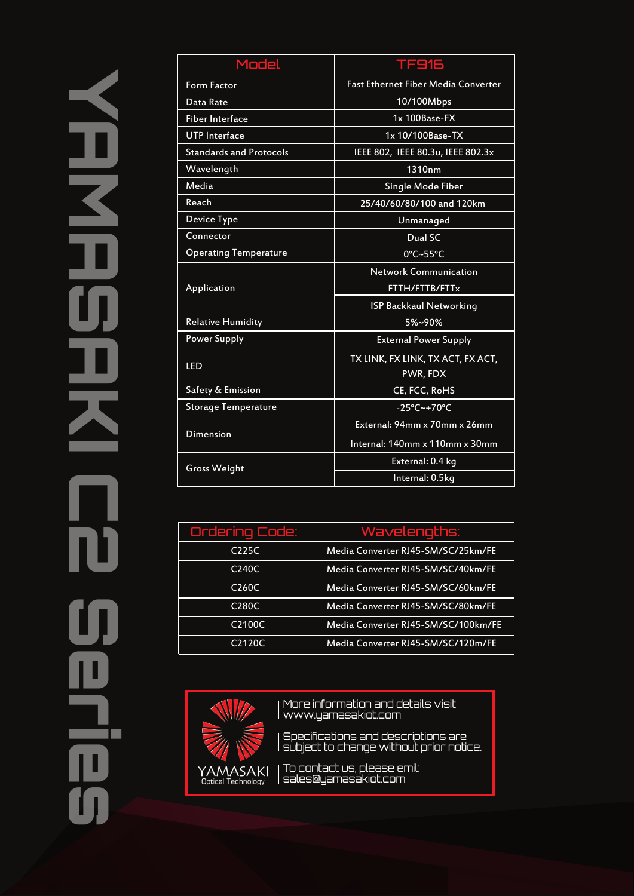# YAMASAKI C2 Series

| Model | TF916 |
|---|---|
| Form Factor | Fast Ethernet Fiber Media Converter |
| Data Rate | 10/100Mbps |
| Fiber Interface | 1x 100Base-FX |
| UTP Interface | 1x 10/100Base-TX |
| Standards and Protocols | IEEE 802, IEEE 80.3u, IEEE 802.3x |
| Wavelength | 1310nm |
| Media | Single Mode Fiber |
| Reach | 25/40/60/80/100 and 120km |
| Device Type | Unmanaged |
| Connector | Dual SC |
| Operating Temperature | 0°C~55°C |
| Application | Network Communication |
| | FTTH/FTTB/FTTx |
| | ISP Backkaul Networking |
| Relative Humidity | 5%~90% |
| Power Supply | External Power Supply |
| LED | TX LINK, FX LINK, TX ACT, FX ACT, PWR, FDX |
| Safety & Emission | CE, FCC, RoHS |
| Storage Temperature | -25°C~+70°C |
| Dimension | External: 94mm x 70mm x 26mm |
| | Internal: 140mm x 110mm x 30mm |
| Gross Weight | External: 0.4 kg |
| | Internal: 0.5kg |

| Ordering Code: | Wavelengths: |
|---|---|
| C225C | Media Converter RJ45-SM/SC/25km/FE |
| C240C | Media Converter RJ45-SM/SC/40km/FE |
| C260C | Media Converter RJ45-SM/SC/60km/FE |
| C280C | Media Converter RJ45-SM/SC/80km/FE |
| C2100C | Media Converter RJ45-SM/SC/100km/FE |
| C2120C | Media Converter RJ45-SM/SC/120m/FE |

YAMASAKI
Optical Technology

More information and details visit
www.yamasakiot.com

Specifications and descriptions are
subject to change without prior notice.

To contact us, please emil:
sales@yamasakiot.com